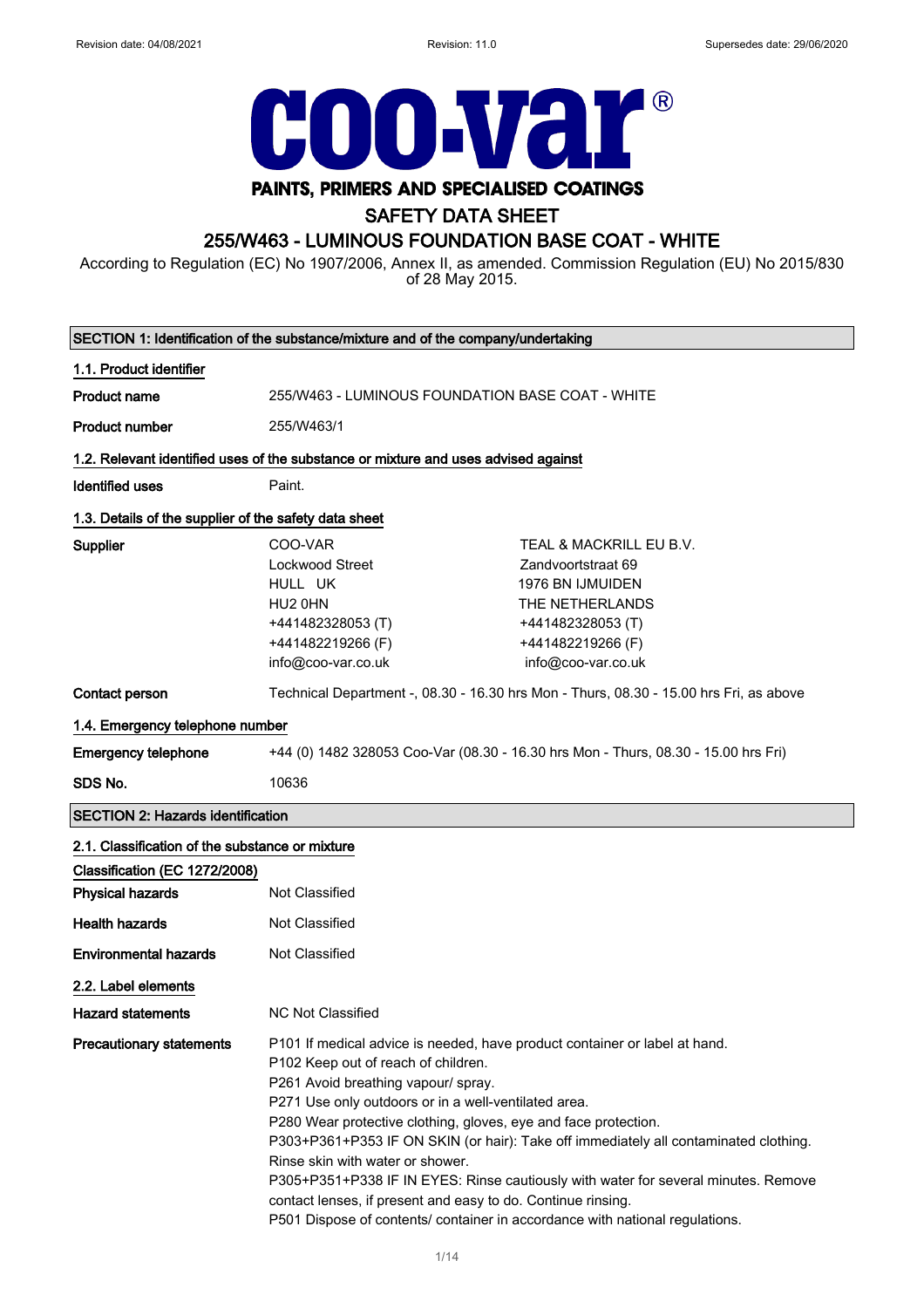Revision date: 04/08/2021 Revision: 11.0 Supersedes date: 29/06/2020

# coo-var®

**PAINTS, PRIMERS AND SPECIALISED COATINGS**

# SAFETY DATA SHEET

## 255/W463 - LUMINOUS FOUNDATION BASE COAT - WHITE

According to Regulation (EC) No 1907/2006, Annex II, as amended. Commission Regulation (EU) No 2015/830 of 28 May 2015.

## SECTION 1: Identification of the substance/mixture and of the company/undertaking

### 1.1. Product identifier

**Product name** 255/W463 - LUMINOUS FOUNDATION BASE COAT - WHITE

**Product number** 255/W463/1

### 1.2. Relevant identified uses of the substance or mixture and uses advised against

**Identified uses** Paint.

### 1.3. Details of the supplier of the safety data sheet

**Supplier**

COO-VAR
Lockwood Street
HULL UK
HU2 0HN
+441482328053 (T)
+441482219266 (F)
info@coo-var.co.uk

TEAL & MACKRILL EU B.V.
Zandvoortstraat 69
1976 BN IJMUIDEN
THE NETHERLANDS
+441482328053 (T)
+441482219266 (F)
info@coo-var.co.uk

**Contact person** Technical Department -, 08.30 - 16.30 hrs Mon - Thurs, 08.30 - 15.00 hrs Fri, as above

### 1.4. Emergency telephone number

**Emergency telephone** +44 (0) 1482 328053 Coo-Var (08.30 - 16.30 hrs Mon - Thurs, 08.30 - 15.00 hrs Fri)

**SDS No.** 10636

## SECTION 2: Hazards identification

### 2.1. Classification of the substance or mixture

**Classification (EC 1272/2008)**

**Physical hazards** Not Classified

**Health hazards** Not Classified

**Environmental hazards** Not Classified

### 2.2. Label elements

**Hazard statements** NC Not Classified

**Precautionary statements**

P101 If medical advice is needed, have product container or label at hand.
P102 Keep out of reach of children.
P261 Avoid breathing vapour/ spray.
P271 Use only outdoors or in a well-ventilated area.
P280 Wear protective clothing, gloves, eye and face protection.
P303+P361+P353 IF ON SKIN (or hair): Take off immediately all contaminated clothing. Rinse skin with water or shower.
P305+P351+P338 IF IN EYES: Rinse cautiously with water for several minutes. Remove contact lenses, if present and easy to do. Continue rinsing.
P501 Dispose of contents/ container in accordance with national regulations.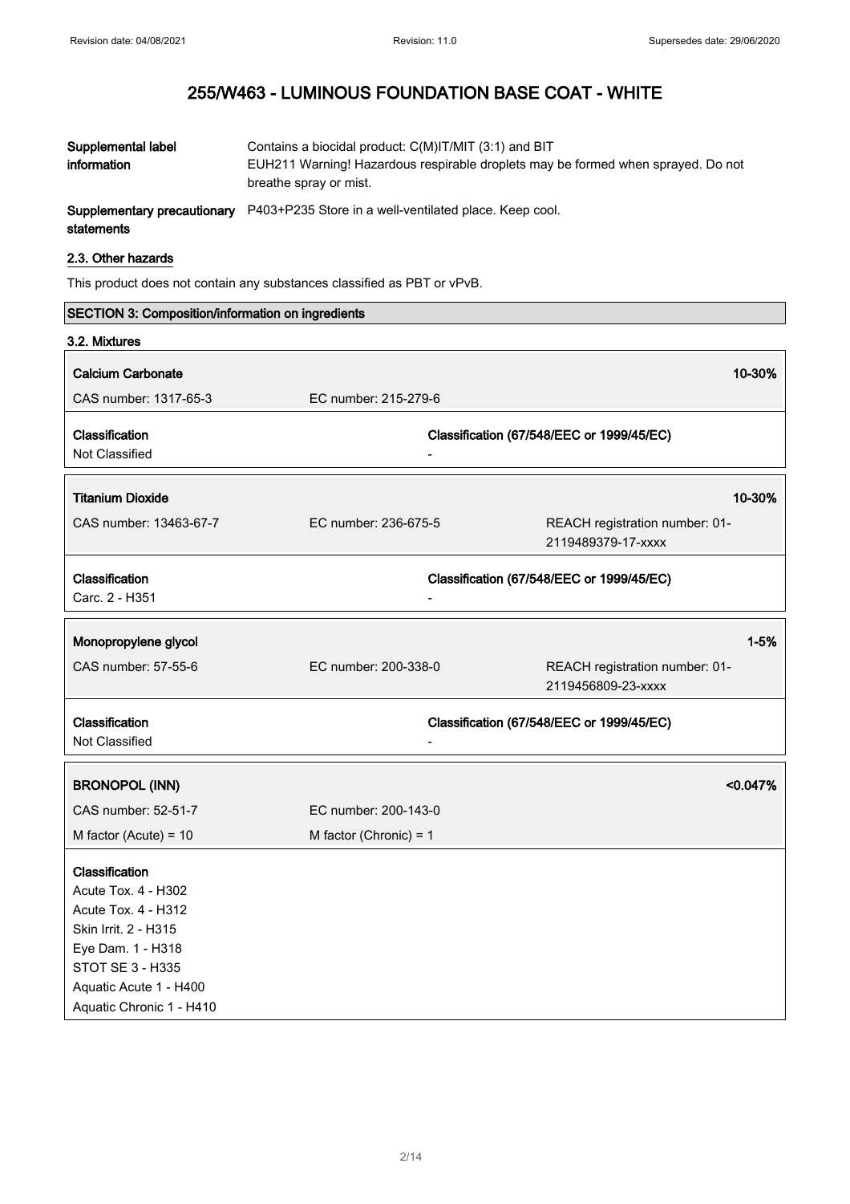| | |
|---|---|
| **Supplemental label information** | Contains a biocidal product: C(M)IT/MIT (3:1) and BIT<br>EUH211 Warning! Hazardous respirable droplets may be formed when sprayed. Do not breathe spray or mist. |
| **Supplementary precautionary statements** | P403+P235 Store in a well-ventilated place. Keep cool. |

### 2.3. Other hazards

This product does not contain any substances classified as PBT or vPvB.

## SECTION 3: Composition/information on ingredients

### 3.2. Mixtures

| **Calcium Carbonate** | | **10-30%** |
|---|---|---|
| CAS number: 1317-65-3 | EC number: 215-279-6 | |
| **Classification** | **Classification (67/548/EEC or 1999/45/EC)** | |
| Not Classified | - | |

| **Titanium Dioxide** | | **10-30%** |
|---|---|---|
| CAS number: 13463-67-7 | EC number: 236-675-5 | REACH registration number: 01-2119489379-17-xxxx |
| **Classification** | **Classification (67/548/EEC or 1999/45/EC)** | |
| Carc. 2 - H351 | - | |

| **Monopropylene glycol** | | **1-5%** |
|---|---|---|
| CAS number: 57-55-6 | EC number: 200-338-0 | REACH registration number: 01-2119456809-23-xxxx |
| **Classification** | **Classification (67/548/EEC or 1999/45/EC)** | |
| Not Classified | - | |

| **BRONOPOL (INN)** | | **<0.047%** |
|---|---|---|
| CAS number: 52-51-7 | EC number: 200-143-0 | |
| M factor (Acute) = 10 | M factor (Chronic) = 1 | |

**Classification**
Acute Tox. 4 - H302
Acute Tox. 4 - H312
Skin Irrit. 2 - H315
Eye Dam. 1 - H318
STOT SE 3 - H335
Aquatic Acute 1 - H400
Aquatic Chronic 1 - H410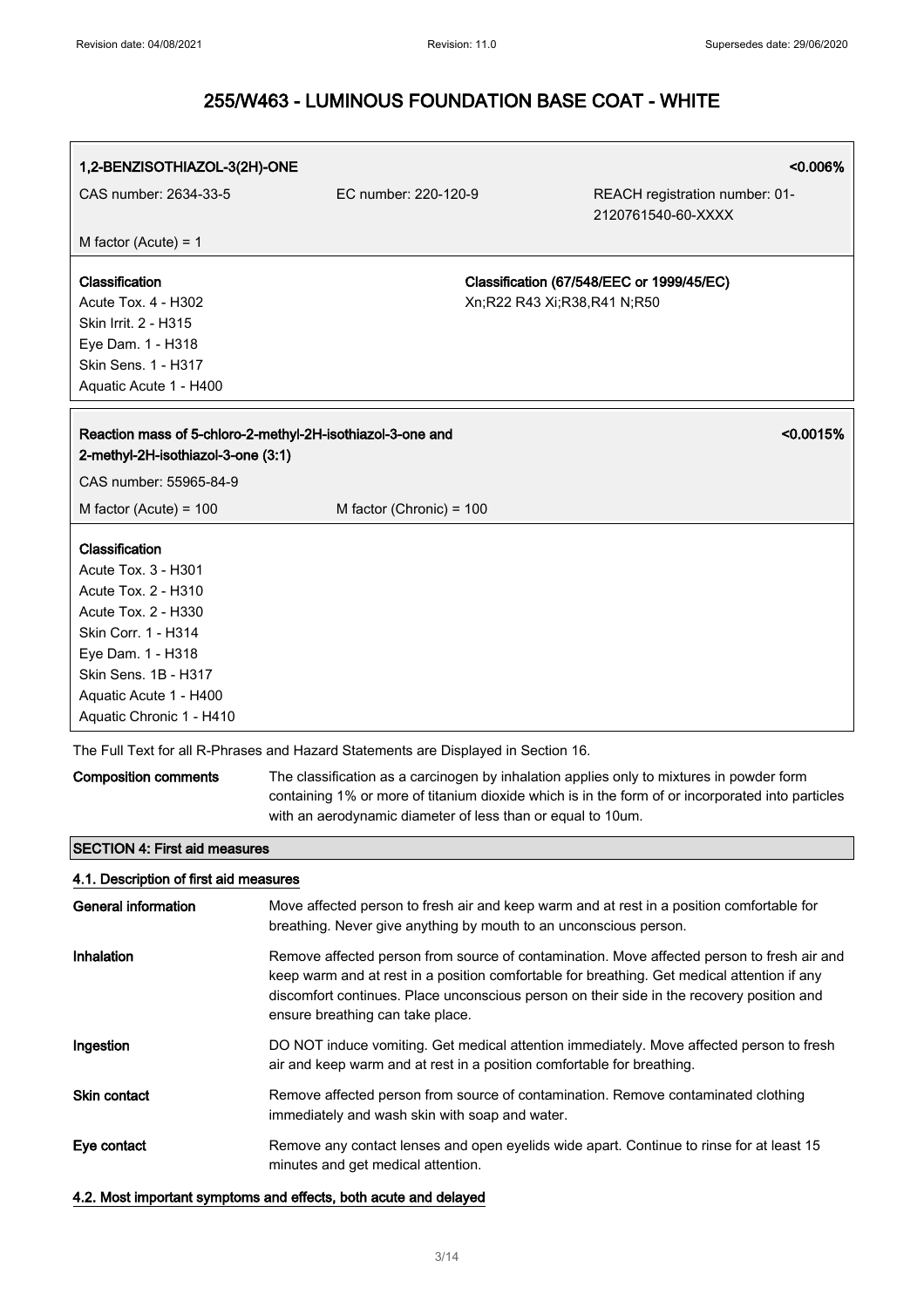## 1,2-BENZISOTHIAZOL-3(2H)-ONE

**<0.006%**

CAS number: 2634-33-5 | EC number: 220-120-9 | REACH registration number: 01-2120761540-60-XXXX

M factor (Acute) = 1

| **Classification** | **Classification (67/548/EEC or 1999/45/EC)** |
|---|---|
| Acute Tox. 4 - H302<br>Skin Irrit. 2 - H315<br>Eye Dam. 1 - H318<br>Skin Sens. 1 - H317<br>Aquatic Acute 1 - H400 | Xn;R22 R43 Xi;R38,R41 N;R50 |

## Reaction mass of 5-chloro-2-methyl-2H-isothiazol-3-one and 2-methyl-2H-isothiazol-3-one (3:1)

**<0.0015%**

CAS number: 55965-84-9

M factor (Acute) = 100 | M factor (Chronic) = 100

**Classification**

Acute Tox. 3 - H301
Acute Tox. 2 - H310
Acute Tox. 2 - H330
Skin Corr. 1 - H314
Eye Dam. 1 - H318
Skin Sens. 1B - H317
Aquatic Acute 1 - H400
Aquatic Chronic 1 - H410

The Full Text for all R-Phrases and Hazard Statements are Displayed in Section 16.

**Composition comments** The classification as a carcinogen by inhalation applies only to mixtures in powder form containing 1% or more of titanium dioxide which is in the form of or incorporated into particles with an aerodynamic diameter of less than or equal to 10um.

## SECTION 4: First aid measures

### 4.1. Description of first aid measures

**General information** Move affected person to fresh air and keep warm and at rest in a position comfortable for breathing. Never give anything by mouth to an unconscious person.

**Inhalation** Remove affected person from source of contamination. Move affected person to fresh air and keep warm and at rest in a position comfortable for breathing. Get medical attention if any discomfort continues. Place unconscious person on their side in the recovery position and ensure breathing can take place.

**Ingestion** DO NOT induce vomiting. Get medical attention immediately. Move affected person to fresh air and keep warm and at rest in a position comfortable for breathing.

**Skin contact** Remove affected person from source of contamination. Remove contaminated clothing immediately and wash skin with soap and water.

**Eye contact** Remove any contact lenses and open eyelids wide apart. Continue to rinse for at least 15 minutes and get medical attention.

### 4.2. Most important symptoms and effects, both acute and delayed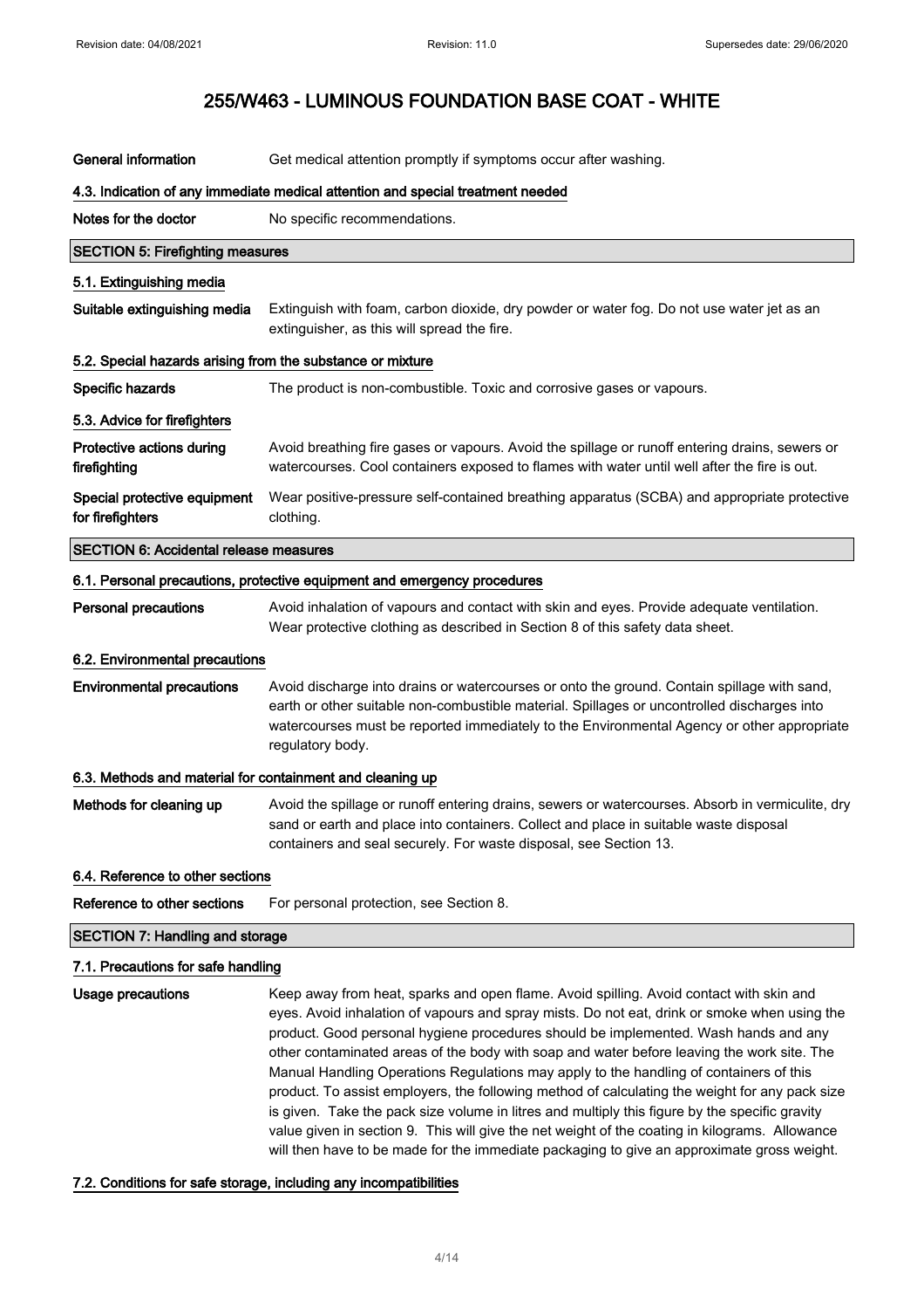# 255/W463 - LUMINOUS FOUNDATION BASE COAT - WHITE

**General information** Get medical attention promptly if symptoms occur after washing.

### 4.3. Indication of any immediate medical attention and special treatment needed

**Notes for the doctor** No specific recommendations.

## SECTION 5: Firefighting measures

### 5.1. Extinguishing media

**Suitable extinguishing media** Extinguish with foam, carbon dioxide, dry powder or water fog. Do not use water jet as an extinguisher, as this will spread the fire.

### 5.2. Special hazards arising from the substance or mixture

**Specific hazards** The product is non-combustible. Toxic and corrosive gases or vapours.

### 5.3. Advice for firefighters

**Protective actions during firefighting** Avoid breathing fire gases or vapours. Avoid the spillage or runoff entering drains, sewers or watercourses. Cool containers exposed to flames with water until well after the fire is out.

**Special protective equipment for firefighters** Wear positive-pressure self-contained breathing apparatus (SCBA) and appropriate protective clothing.

## SECTION 6: Accidental release measures

### 6.1. Personal precautions, protective equipment and emergency procedures

**Personal precautions** Avoid inhalation of vapours and contact with skin and eyes. Provide adequate ventilation. Wear protective clothing as described in Section 8 of this safety data sheet.

### 6.2. Environmental precautions

**Environmental precautions** Avoid discharge into drains or watercourses or onto the ground. Contain spillage with sand, earth or other suitable non-combustible material. Spillages or uncontrolled discharges into watercourses must be reported immediately to the Environmental Agency or other appropriate regulatory body.

### 6.3. Methods and material for containment and cleaning up

**Methods for cleaning up** Avoid the spillage or runoff entering drains, sewers or watercourses. Absorb in vermiculite, dry sand or earth and place into containers. Collect and place in suitable waste disposal containers and seal securely. For waste disposal, see Section 13.

### 6.4. Reference to other sections

**Reference to other sections** For personal protection, see Section 8.

## SECTION 7: Handling and storage

### 7.1. Precautions for safe handling

**Usage precautions** Keep away from heat, sparks and open flame. Avoid spilling. Avoid contact with skin and eyes. Avoid inhalation of vapours and spray mists. Do not eat, drink or smoke when using the product. Good personal hygiene procedures should be implemented. Wash hands and any other contaminated areas of the body with soap and water before leaving the work site. The Manual Handling Operations Regulations may apply to the handling of containers of this product. To assist employers, the following method of calculating the weight for any pack size is given. Take the pack size volume in litres and multiply this figure by the specific gravity value given in section 9. This will give the net weight of the coating in kilograms. Allowance will then have to be made for the immediate packaging to give an approximate gross weight.

### 7.2. Conditions for safe storage, including any incompatibilities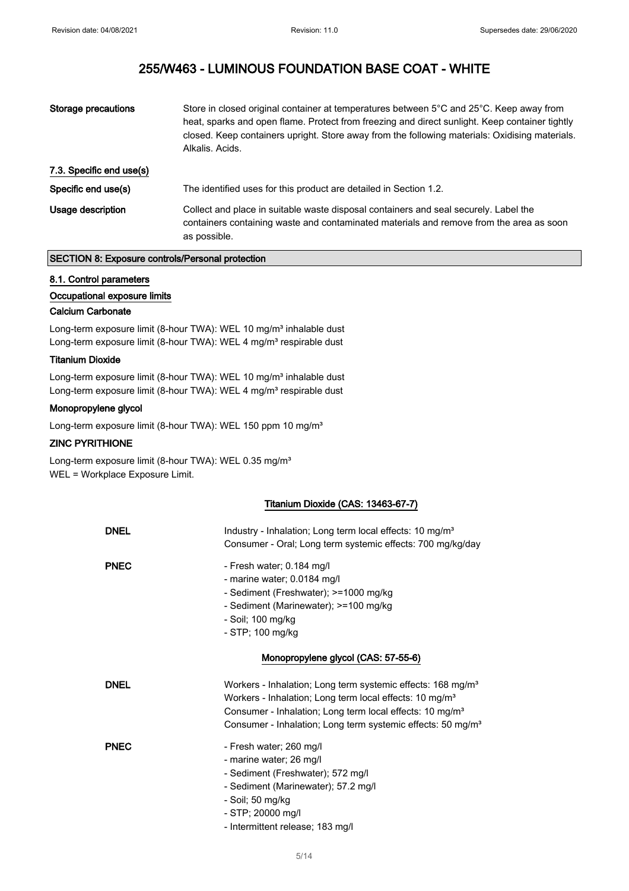| | |
|---|---|
| **Storage precautions** | Store in closed original container at temperatures between 5°C and 25°C. Keep away from heat, sparks and open flame. Protect from freezing and direct sunlight. Keep container tightly closed. Keep containers upright. Store away from the following materials: Oxidising materials. Alkalis. Acids. |

**7.3. Specific end use(s)**

| | |
|---|---|
| **Specific end use(s)** | The identified uses for this product are detailed in Section 1.2. |
| **Usage description** | Collect and place in suitable waste disposal containers and seal securely. Label the containers containing waste and contaminated materials and remove from the area as soon as possible. |

## SECTION 8: Exposure controls/Personal protection

### 8.1. Control parameters

#### Occupational exposure limits

**Calcium Carbonate**

Long-term exposure limit (8-hour TWA): WEL 10 mg/m³ inhalable dust
Long-term exposure limit (8-hour TWA): WEL 4 mg/m³ respirable dust

**Titanium Dioxide**

Long-term exposure limit (8-hour TWA): WEL 10 mg/m³ inhalable dust
Long-term exposure limit (8-hour TWA): WEL 4 mg/m³ respirable dust

**Monopropylene glycol**

Long-term exposure limit (8-hour TWA): WEL 150 ppm 10 mg/m³

**ZINC PYRITHIONE**

Long-term exposure limit (8-hour TWA): WEL 0.35 mg/m³
WEL = Workplace Exposure Limit.

**Titanium Dioxide (CAS: 13463-67-7)**

| | |
|---|---|
| **DNEL** | Industry - Inhalation; Long term local effects: 10 mg/m³<br>Consumer - Oral; Long term systemic effects: 700 mg/kg/day |
| **PNEC** | - Fresh water; 0.184 mg/l<br>- marine water; 0.0184 mg/l<br>- Sediment (Freshwater); >=1000 mg/kg<br>- Sediment (Marinewater); >=100 mg/kg<br>- Soil; 100 mg/kg<br>- STP; 100 mg/kg |

**Monopropylene glycol (CAS: 57-55-6)**

| | |
|---|---|
| **DNEL** | Workers - Inhalation; Long term systemic effects: 168 mg/m³<br>Workers - Inhalation; Long term local effects: 10 mg/m³<br>Consumer - Inhalation; Long term local effects: 10 mg/m³<br>Consumer - Inhalation; Long term systemic effects: 50 mg/m³ |
| **PNEC** | - Fresh water; 260 mg/l<br>- marine water; 26 mg/l<br>- Sediment (Freshwater); 572 mg/l<br>- Sediment (Marinewater); 57.2 mg/l<br>- Soil; 50 mg/kg<br>- STP; 20000 mg/l<br>- Intermittent release; 183 mg/l |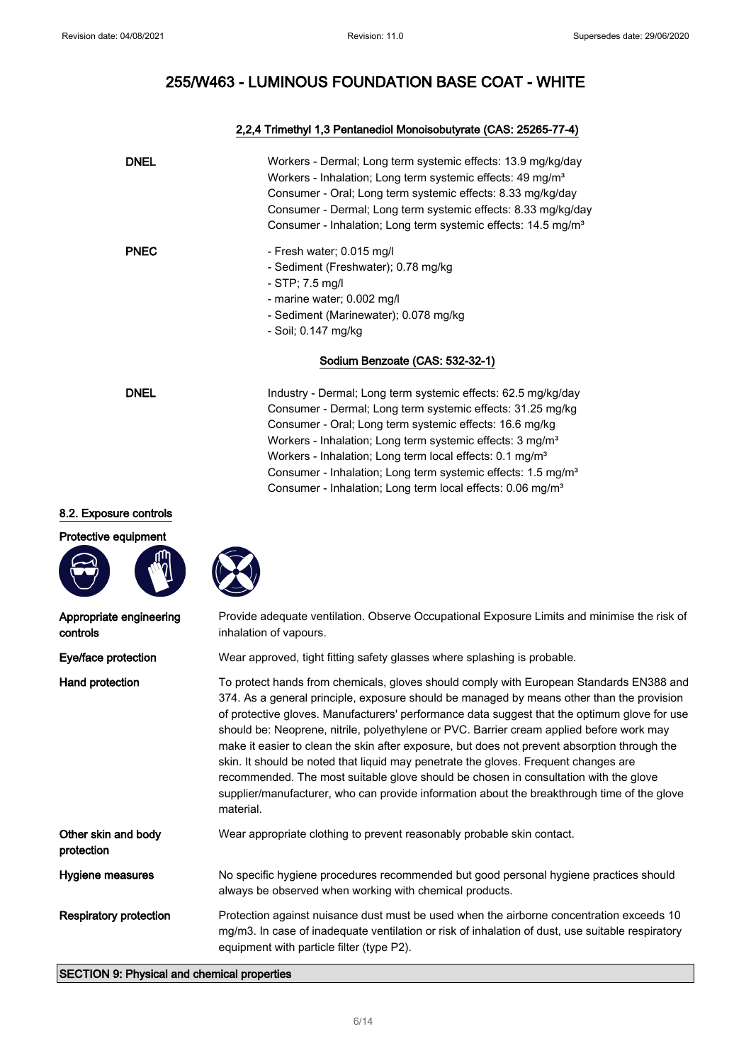# 255/W463 - LUMINOUS FOUNDATION BASE COAT - WHITE

### 2,2,4 Trimethyl 1,3 Pentanediol Monoisobutyrate (CAS: 25265-77-4)

**DNEL**

Workers - Dermal; Long term systemic effects: 13.9 mg/kg/day
Workers - Inhalation; Long term systemic effects: 49 mg/m³
Consumer - Oral; Long term systemic effects: 8.33 mg/kg/day
Consumer - Dermal; Long term systemic effects: 8.33 mg/kg/day
Consumer - Inhalation; Long term systemic effects: 14.5 mg/m³

**PNEC**

- Fresh water; 0.015 mg/l
- Sediment (Freshwater); 0.78 mg/kg
- STP; 7.5 mg/l
- marine water; 0.002 mg/l
- Sediment (Marinewater); 0.078 mg/kg
- Soil; 0.147 mg/kg

### Sodium Benzoate (CAS: 532-32-1)

**DNEL**

Industry - Dermal; Long term systemic effects: 62.5 mg/kg/day
Consumer - Dermal; Long term systemic effects: 31.25 mg/kg
Consumer - Oral; Long term systemic effects: 16.6 mg/kg
Workers - Inhalation; Long term systemic effects: 3 mg/m³
Workers - Inhalation; Long term local effects: 0.1 mg/m³
Consumer - Inhalation; Long term systemic effects: 1.5 mg/m³
Consumer - Inhalation; Long term local effects: 0.06 mg/m³

## 8.2. Exposure controls

### Protective equipment

**Appropriate engineering controls**
Provide adequate ventilation. Observe Occupational Exposure Limits and minimise the risk of inhalation of vapours.

**Eye/face protection**
Wear approved, tight fitting safety glasses where splashing is probable.

**Hand protection**
To protect hands from chemicals, gloves should comply with European Standards EN388 and 374. As a general principle, exposure should be managed by means other than the provision of protective gloves. Manufacturers' performance data suggest that the optimum glove for use should be: Neoprene, nitrile, polyethylene or PVC. Barrier cream applied before work may make it easier to clean the skin after exposure, but does not prevent absorption through the skin. It should be noted that liquid may penetrate the gloves. Frequent changes are recommended. The most suitable glove should be chosen in consultation with the glove supplier/manufacturer, who can provide information about the breakthrough time of the glove material.

**Other skin and body protection**
Wear appropriate clothing to prevent reasonably probable skin contact.

**Hygiene measures**
No specific hygiene procedures recommended but good personal hygiene practices should always be observed when working with chemical products.

**Respiratory protection**
Protection against nuisance dust must be used when the airborne concentration exceeds 10 mg/m3. In case of inadequate ventilation or risk of inhalation of dust, use suitable respiratory equipment with particle filter (type P2).

## SECTION 9: Physical and chemical properties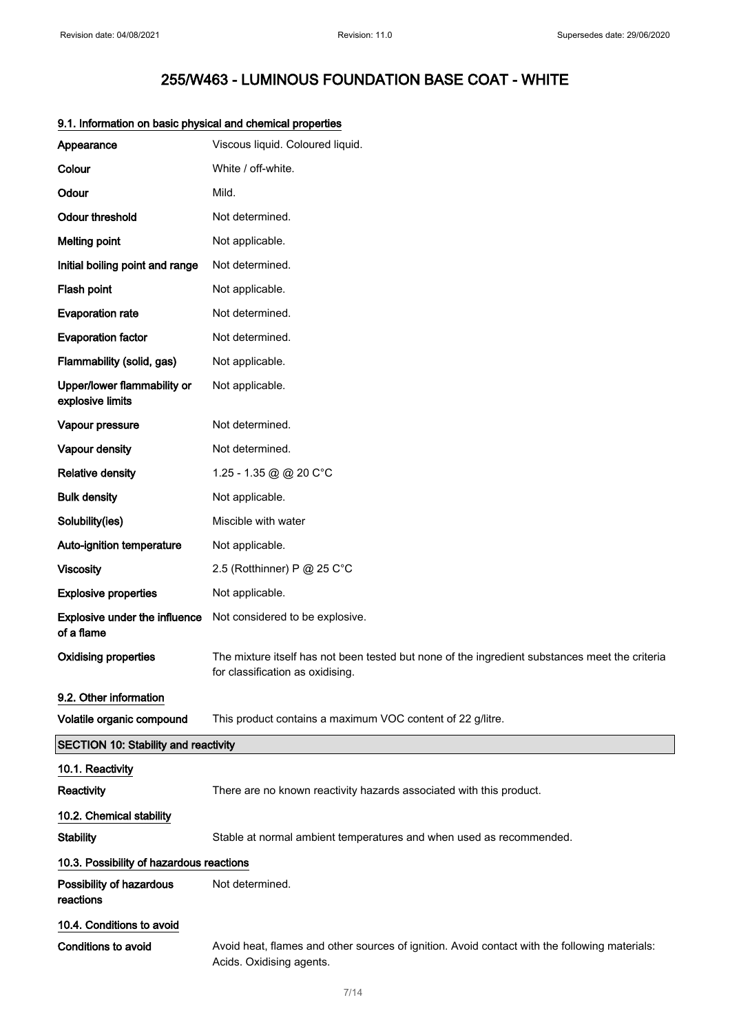# 255/W463 - LUMINOUS FOUNDATION BASE COAT - WHITE

### 9.1. Information on basic physical and chemical properties

| | |
|---|---|
| **Appearance** | Viscous liquid. Coloured liquid. |
| **Colour** | White / off-white. |
| **Odour** | Mild. |
| **Odour threshold** | Not determined. |
| **Melting point** | Not applicable. |
| **Initial boiling point and range** | Not determined. |
| **Flash point** | Not applicable. |
| **Evaporation rate** | Not determined. |
| **Evaporation factor** | Not determined. |
| **Flammability (solid, gas)** | Not applicable. |
| **Upper/lower flammability or explosive limits** | Not applicable. |
| **Vapour pressure** | Not determined. |
| **Vapour density** | Not determined. |
| **Relative density** | 1.25 - 1.35 @ @ 20 C°C |
| **Bulk density** | Not applicable. |
| **Solubility(ies)** | Miscible with water |
| **Auto-ignition temperature** | Not applicable. |
| **Viscosity** | 2.5 (Rotthinner) P @ 25 C°C |
| **Explosive properties** | Not applicable. |
| **Explosive under the influence of a flame** | Not considered to be explosive. |
| **Oxidising properties** | The mixture itself has not been tested but none of the ingredient substances meet the criteria for classification as oxidising. |

### 9.2. Other information

| | |
|---|---|
| **Volatile organic compound** | This product contains a maximum VOC content of 22 g/litre. |

## SECTION 10: Stability and reactivity

### 10.1. Reactivity

| | |
|---|---|
| **Reactivity** | There are no known reactivity hazards associated with this product. |

### 10.2. Chemical stability

| | |
|---|---|
| **Stability** | Stable at normal ambient temperatures and when used as recommended. |

### 10.3. Possibility of hazardous reactions

| | |
|---|---|
| **Possibility of hazardous reactions** | Not determined. |

### 10.4. Conditions to avoid

| | |
|---|---|
| **Conditions to avoid** | Avoid heat, flames and other sources of ignition. Avoid contact with the following materials: Acids. Oxidising agents. |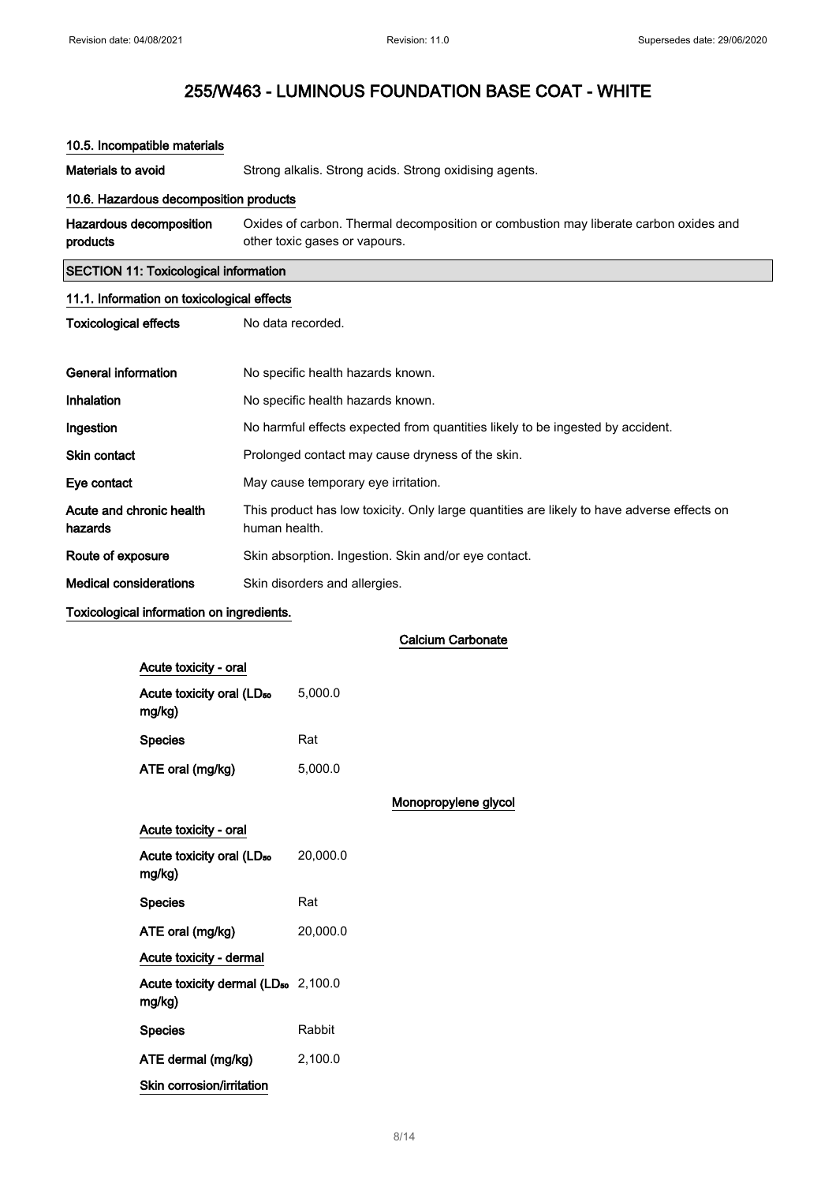# 255/W463 - LUMINOUS FOUNDATION BASE COAT - WHITE

### 10.5. Incompatible materials

| | |
|---|---|
| **Materials to avoid** | Strong alkalis. Strong acids. Strong oxidising agents. |

### 10.6. Hazardous decomposition products

| | |
|---|---|
| **Hazardous decomposition products** | Oxides of carbon. Thermal decomposition or combustion may liberate carbon oxides and other toxic gases or vapours. |

## SECTION 11: Toxicological information

### 11.1. Information on toxicological effects

| | |
|---|---|
| **Toxicological effects** | No data recorded. |
| **General information** | No specific health hazards known. |
| **Inhalation** | No specific health hazards known. |
| **Ingestion** | No harmful effects expected from quantities likely to be ingested by accident. |
| **Skin contact** | Prolonged contact may cause dryness of the skin. |
| **Eye contact** | May cause temporary eye irritation. |
| **Acute and chronic health hazards** | This product has low toxicity. Only large quantities are likely to have adverse effects on human health. |
| **Route of exposure** | Skin absorption. Ingestion. Skin and/or eye contact. |
| **Medical considerations** | Skin disorders and allergies. |

**Toxicological information on ingredients.**

**Calcium Carbonate**

**Acute toxicity - oral**

| | |
|---|---|
| **Acute toxicity oral ($LD_{50}$ mg/kg)** | 5,000.0 |
| **Species** | Rat |
| **ATE oral (mg/kg)** | 5,000.0 |

**Monopropylene glycol**

**Acute toxicity - oral**

| | |
|---|---|
| **Acute toxicity oral ($LD_{50}$ mg/kg)** | 20,000.0 |
| **Species** | Rat |
| **ATE oral (mg/kg)** | 20,000.0 |

**Acute toxicity - dermal**

| | |
|---|---|
| **Acute toxicity dermal ($LD_{50}$ mg/kg)** | 2,100.0 |
| **Species** | Rabbit |
| **ATE dermal (mg/kg)** | 2,100.0 |

**Skin corrosion/irritation**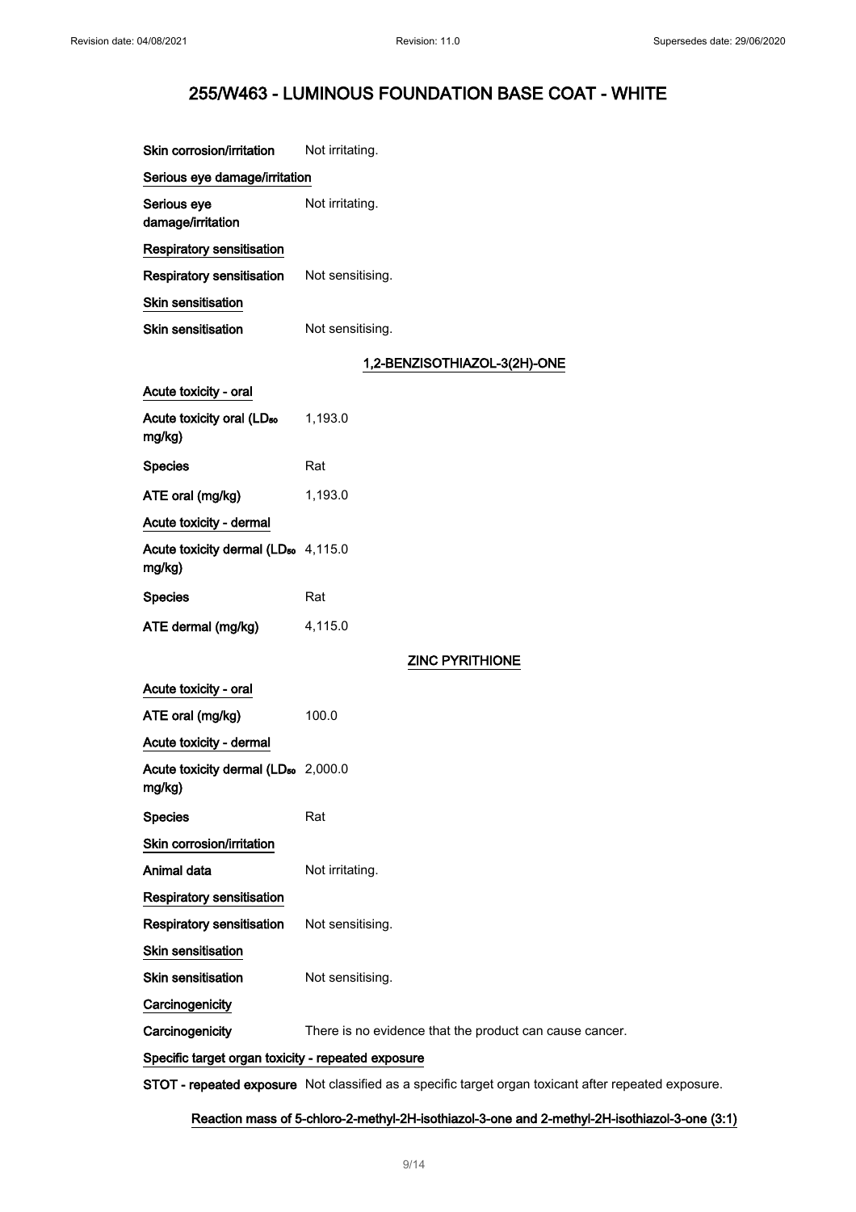| | |
|---|---|
| **Skin corrosion/irritation** | Not irritating. |

**Serious eye damage/irritation**

| | |
|---|---|
| **Serious eye damage/irritation** | Not irritating. |

**Respiratory sensitisation**

| | |
|---|---|
| **Respiratory sensitisation** | Not sensitising. |

**Skin sensitisation**

| | |
|---|---|
| **Skin sensitisation** | Not sensitising. |

### 1,2-BENZISOTHIAZOL-3(2H)-ONE

**Acute toxicity - oral**

| | |
|---|---|
| **Acute toxicity oral ($LD_{50}$ mg/kg)** | 1,193.0 |
| **Species** | Rat |
| **ATE oral (mg/kg)** | 1,193.0 |

**Acute toxicity - dermal**

| | |
|---|---|
| **Acute toxicity dermal ($LD_{50}$ mg/kg)** | 4,115.0 |
| **Species** | Rat |
| **ATE dermal (mg/kg)** | 4,115.0 |

### ZINC PYRITHIONE

**Acute toxicity - oral**

| | |
|---|---|
| **ATE oral (mg/kg)** | 100.0 |

**Acute toxicity - dermal**

| | |
|---|---|
| **Acute toxicity dermal ($LD_{50}$ mg/kg)** | 2,000.0 |
| **Species** | Rat |

**Skin corrosion/irritation**

| | |
|---|---|
| **Animal data** | Not irritating. |

**Respiratory sensitisation**

| | |
|---|---|
| **Respiratory sensitisation** | Not sensitising. |

**Skin sensitisation**

| | |
|---|---|
| **Skin sensitisation** | Not sensitising. |

**Carcinogenicity**

| | |
|---|---|
| **Carcinogenicity** | There is no evidence that the product can cause cancer. |

**Specific target organ toxicity - repeated exposure**

| | |
|---|---|
| **STOT - repeated exposure** | Not classified as a specific target organ toxicant after repeated exposure. |

### Reaction mass of 5-chloro-2-methyl-2H-isothiazol-3-one and 2-methyl-2H-isothiazol-3-one (3:1)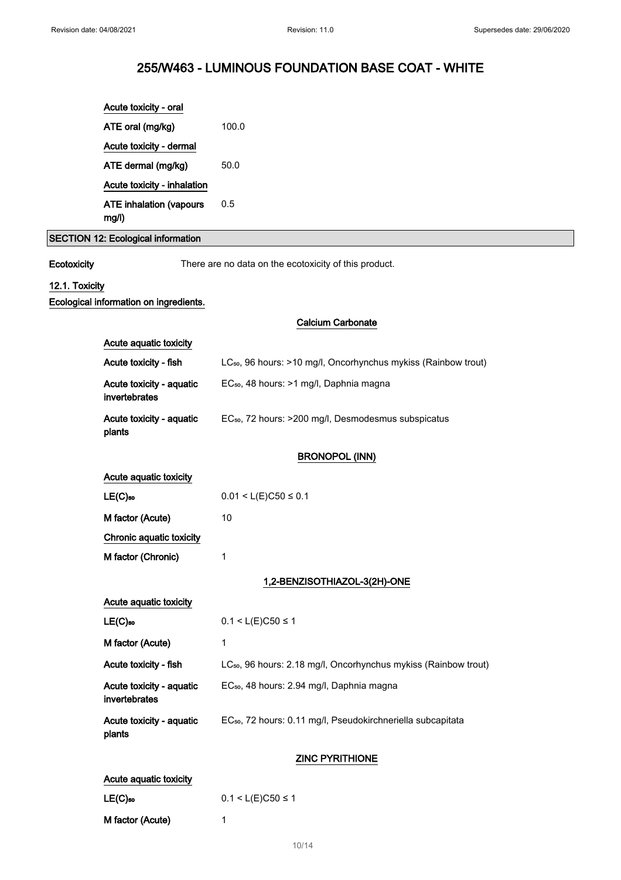| | |
|---|---|
| Acute toxicity - oral | |
| ATE oral (mg/kg) | 100.0 |
| Acute toxicity - dermal | |
| ATE dermal (mg/kg) | 50.0 |
| Acute toxicity - inhalation | |
| ATE inhalation (vapours mg/l) | 0.5 |

## SECTION 12: Ecological information

**Ecotoxicity** There are no data on the ecotoxicity of this product.

### 12.1. Toxicity

**Ecological information on ingredients.**

**Calcium Carbonate**

| | |
|---|---|
| Acute aquatic toxicity | |
| Acute toxicity - fish | $LC_{50}$, 96 hours: >10 mg/l, Oncorhynchus mykiss (Rainbow trout) |
| Acute toxicity - aquatic invertebrates | $EC_{50}$, 48 hours: >1 mg/l, Daphnia magna |
| Acute toxicity - aquatic plants | $EC_{50}$, 72 hours: >200 mg/l, Desmodesmus subspicatus |

**BRONOPOL (INN)**

| | |
|---|---|
| Acute aquatic toxicity | |
| $LE(C)_{50}$ | $0.01 < L(E)C50 \leq 0.1$ |
| M factor (Acute) | 10 |
| Chronic aquatic toxicity | |
| M factor (Chronic) | 1 |

**1,2-BENZISOTHIAZOL-3(2H)-ONE**

| | |
|---|---|
| Acute aquatic toxicity | |
| $LE(C)_{50}$ | $0.1 < L(E)C50 \leq 1$ |
| M factor (Acute) | 1 |
| Acute toxicity - fish | $LC_{50}$, 96 hours: 2.18 mg/l, Oncorhynchus mykiss (Rainbow trout) |
| Acute toxicity - aquatic invertebrates | $EC_{50}$, 48 hours: 2.94 mg/l, Daphnia magna |
| Acute toxicity - aquatic plants | $EC_{50}$, 72 hours: 0.11 mg/l, Pseudokirchneriella subcapitata |

**ZINC PYRITHIONE**

| | |
|---|---|
| Acute aquatic toxicity | |
| $LE(C)_{50}$ | $0.1 < L(E)C50 \leq 1$ |
| M factor (Acute) | 1 |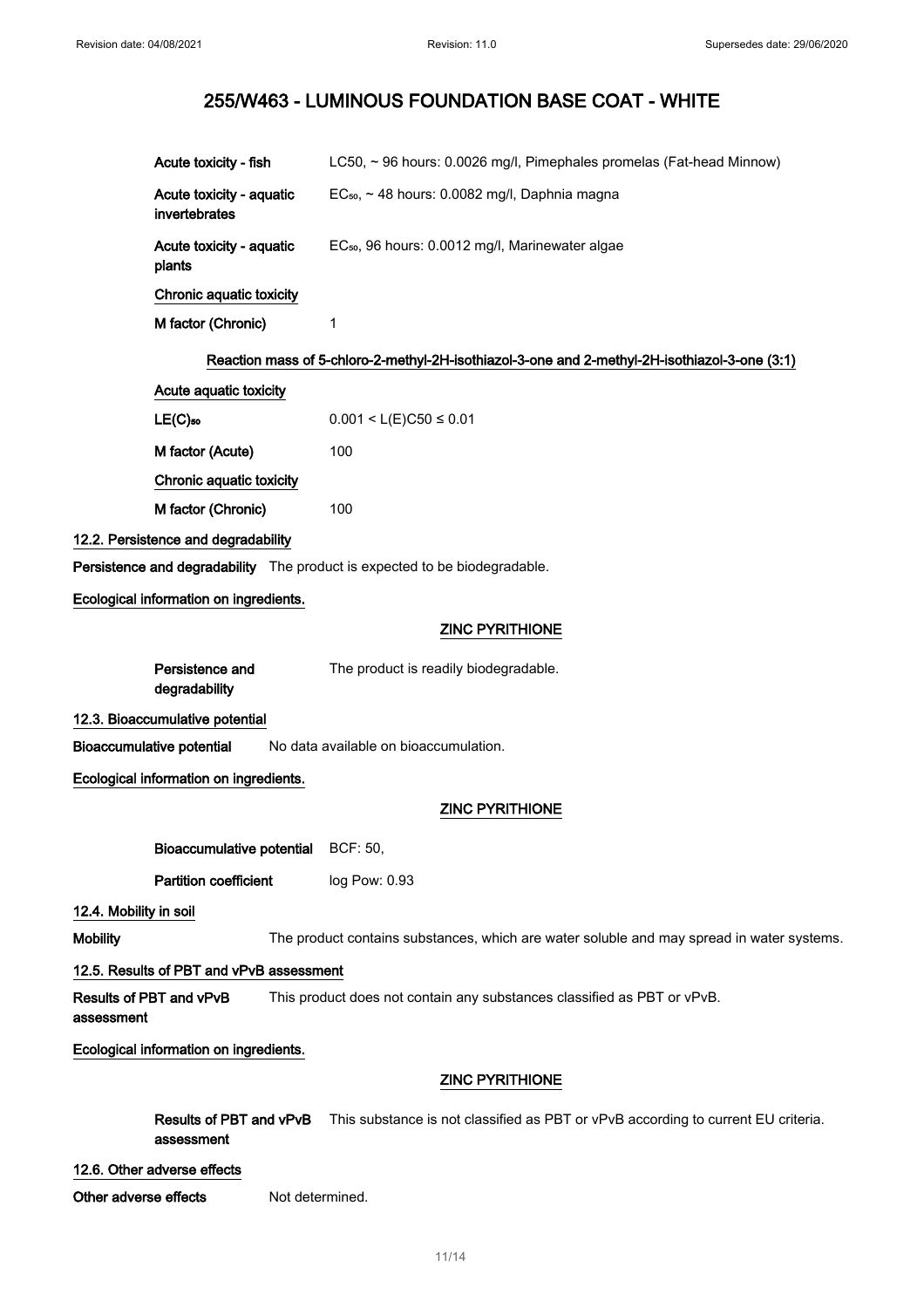| | |
|---|---|
| Acute toxicity - fish | LC50, ~ 96 hours: 0.0026 mg/l, Pimephales promelas (Fat-head Minnow) |
| Acute toxicity - aquatic invertebrates | $EC_{50}$, ~ 48 hours: 0.0082 mg/l, Daphnia magna |
| Acute toxicity - aquatic plants | $EC_{50}$, 96 hours: 0.0012 mg/l, Marinewater algae |

**Chronic aquatic toxicity**

| | |
|---|---|
| M factor (Chronic) | 1 |

**Reaction mass of 5-chloro-2-methyl-2H-isothiazol-3-one and 2-methyl-2H-isothiazol-3-one (3:1)**

**Acute aquatic toxicity**

| | |
|---|---|
| $LE(C)_{50}$ | $0.001 < L(E)C50 \leq 0.01$ |
| M factor (Acute) | 100 |

**Chronic aquatic toxicity**

| | |
|---|---|
| M factor (Chronic) | 100 |

## 12.2. Persistence and degradability

**Persistence and degradability** The product is expected to be biodegradable.

**Ecological information on ingredients.**

**ZINC PYRITHIONE**

**Persistence and degradability** The product is readily biodegradable.

## 12.3. Bioaccumulative potential

**Bioaccumulative potential** No data available on bioaccumulation.

**Ecological information on ingredients.**

**ZINC PYRITHIONE**

| | |
|---|---|
| Bioaccumulative potential | BCF: 50, |
| Partition coefficient | log Pow: 0.93 |

## 12.4. Mobility in soil

**Mobility** The product contains substances, which are water soluble and may spread in water systems.

## 12.5. Results of PBT and vPvB assessment

**Results of PBT and vPvB assessment** This product does not contain any substances classified as PBT or vPvB.

**Ecological information on ingredients.**

**ZINC PYRITHIONE**

**Results of PBT and vPvB assessment** This substance is not classified as PBT or vPvB according to current EU criteria.

## 12.6. Other adverse effects

**Other adverse effects** Not determined.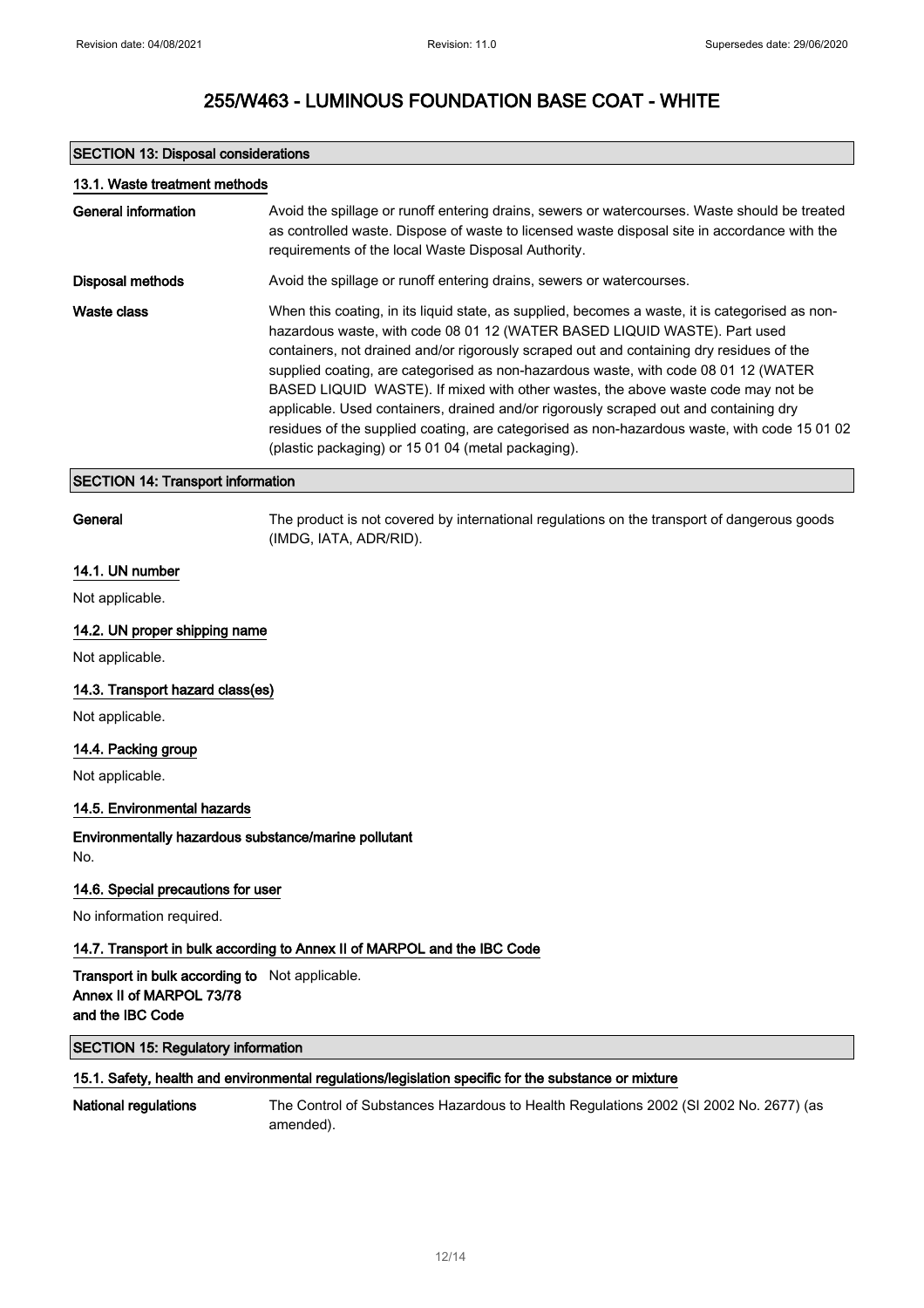# 255/W463 - LUMINOUS FOUNDATION BASE COAT - WHITE

## SECTION 13: Disposal considerations

### 13.1. Waste treatment methods

**General information** Avoid the spillage or runoff entering drains, sewers or watercourses. Waste should be treated as controlled waste. Dispose of waste to licensed waste disposal site in accordance with the requirements of the local Waste Disposal Authority.

**Disposal methods** Avoid the spillage or runoff entering drains, sewers or watercourses.

**Waste class** When this coating, in its liquid state, as supplied, becomes a waste, it is categorised as non-hazardous waste, with code 08 01 12 (WATER BASED LIQUID WASTE). Part used containers, not drained and/or rigorously scraped out and containing dry residues of the supplied coating, are categorised as non-hazardous waste, with code 08 01 12 (WATER BASED LIQUID WASTE). If mixed with other wastes, the above waste code may not be applicable. Used containers, drained and/or rigorously scraped out and containing dry residues of the supplied coating, are categorised as non-hazardous waste, with code 15 01 02 (plastic packaging) or 15 01 04 (metal packaging).

## SECTION 14: Transport information

**General** The product is not covered by international regulations on the transport of dangerous goods (IMDG, IATA, ADR/RID).

### 14.1. UN number

Not applicable.

### 14.2. UN proper shipping name

Not applicable.

### 14.3. Transport hazard class(es)

Not applicable.

### 14.4. Packing group

Not applicable.

### 14.5. Environmental hazards

**Environmentally hazardous substance/marine pollutant**

No.

### 14.6. Special precautions for user

No information required.

### 14.7. Transport in bulk according to Annex II of MARPOL and the IBC Code

**Transport in bulk according to Annex II of MARPOL 73/78 and the IBC Code** Not applicable.

## SECTION 15: Regulatory information

### 15.1. Safety, health and environmental regulations/legislation specific for the substance or mixture

**National regulations** The Control of Substances Hazardous to Health Regulations 2002 (SI 2002 No. 2677) (as amended).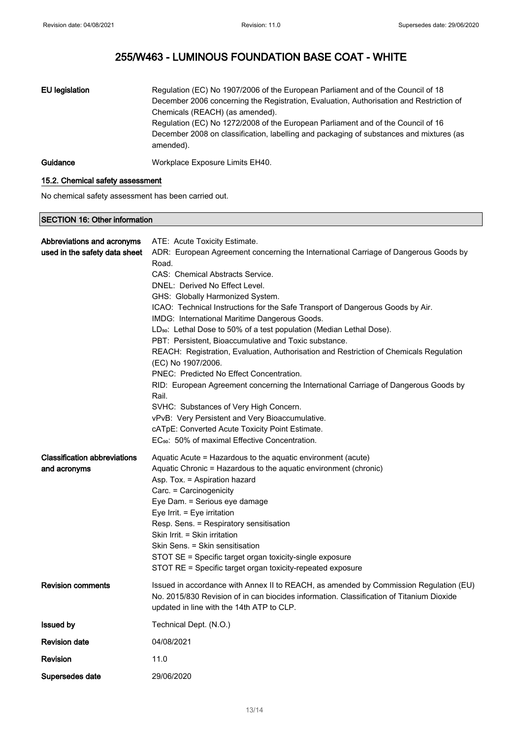| | |
|---|---|
| **EU legislation** | Regulation (EC) No 1907/2006 of the European Parliament and of the Council of 18 December 2006 concerning the Registration, Evaluation, Authorisation and Restriction of Chemicals (REACH) (as amended).<br>Regulation (EC) No 1272/2008 of the European Parliament and of the Council of 16 December 2008 on classification, labelling and packaging of substances and mixtures (as amended). |
| **Guidance** | Workplace Exposure Limits EH40. |

### 15.2. Chemical safety assessment

No chemical safety assessment has been carried out.

## SECTION 16: Other information

| | |
|---|---|
| **Abbreviations and acronyms used in the safety data sheet** | ATE: Acute Toxicity Estimate.<br>ADR: European Agreement concerning the International Carriage of Dangerous Goods by Road.<br>CAS: Chemical Abstracts Service.<br>DNEL: Derived No Effect Level.<br>GHS: Globally Harmonized System.<br>ICAO: Technical Instructions for the Safe Transport of Dangerous Goods by Air.<br>IMDG: International Maritime Dangerous Goods.<br>$LD_{50}$: Lethal Dose to 50% of a test population (Median Lethal Dose).<br>PBT: Persistent, Bioaccumulative and Toxic substance.<br>REACH: Registration, Evaluation, Authorisation and Restriction of Chemicals Regulation (EC) No 1907/2006.<br>PNEC: Predicted No Effect Concentration.<br>RID: European Agreement concerning the International Carriage of Dangerous Goods by Rail.<br>SVHC: Substances of Very High Concern.<br>vPvB: Very Persistent and Very Bioaccumulative.<br>cATpE: Converted Acute Toxicity Point Estimate.<br>$EC_{50}$: 50% of maximal Effective Concentration. |
| **Classification abbreviations and acronyms** | Aquatic Acute = Hazardous to the aquatic environment (acute)<br>Aquatic Chronic = Hazardous to the aquatic environment (chronic)<br>Asp. Tox. = Aspiration hazard<br>Carc. = Carcinogenicity<br>Eye Dam. = Serious eye damage<br>Eye Irrit. = Eye irritation<br>Resp. Sens. = Respiratory sensitisation<br>Skin Irrit. = Skin irritation<br>Skin Sens. = Skin sensitisation<br>STOT SE = Specific target organ toxicity-single exposure<br>STOT RE = Specific target organ toxicity-repeated exposure |
| **Revision comments** | Issued in accordance with Annex II to REACH, as amended by Commission Regulation (EU) No. 2015/830 Revision of in can biocides information. Classification of Titanium Dioxide updated in line with the 14th ATP to CLP. |
| **Issued by** | Technical Dept. (N.O.) |
| **Revision date** | 04/08/2021 |
| **Revision** | 11.0 |
| **Supersedes date** | 29/06/2020 |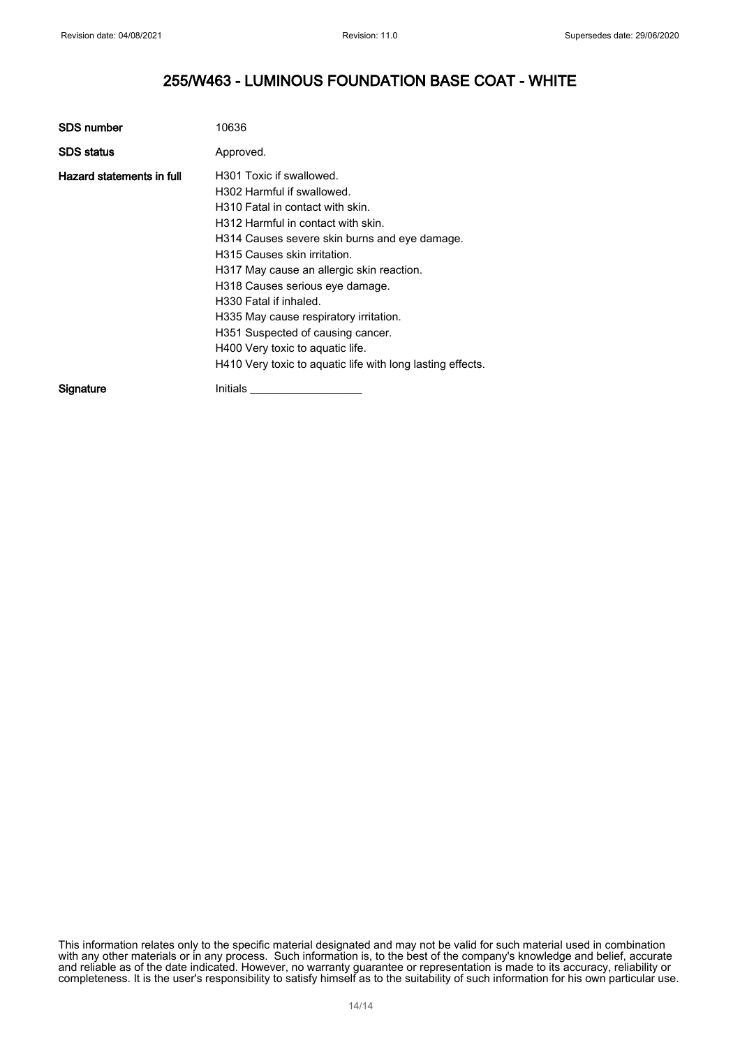# 255/W463 - LUMINOUS FOUNDATION BASE COAT - WHITE

| | |
|---|---|
| **SDS number** | 10636 |
| **SDS status** | Approved. |
| **Hazard statements in full** | H301 Toxic if swallowed.<br>H302 Harmful if swallowed.<br>H310 Fatal in contact with skin.<br>H312 Harmful in contact with skin.<br>H314 Causes severe skin burns and eye damage.<br>H315 Causes skin irritation.<br>H317 May cause an allergic skin reaction.<br>H318 Causes serious eye damage.<br>H330 Fatal if inhaled.<br>H335 May cause respiratory irritation.<br>H351 Suspected of causing cancer.<br>H400 Very toxic to aquatic life.<br>H410 Very toxic to aquatic life with long lasting effects. |
| **Signature** | Initials ___________________ |

This information relates only to the specific material designated and may not be valid for such material used in combination with any other materials or in any process. Such information is, to the best of the company's knowledge and belief, accurate and reliable as of the date indicated. However, no warranty guarantee or representation is made to its accuracy, reliability or completeness. It is the user's responsibility to satisfy himself as to the suitability of such information for his own particular use.